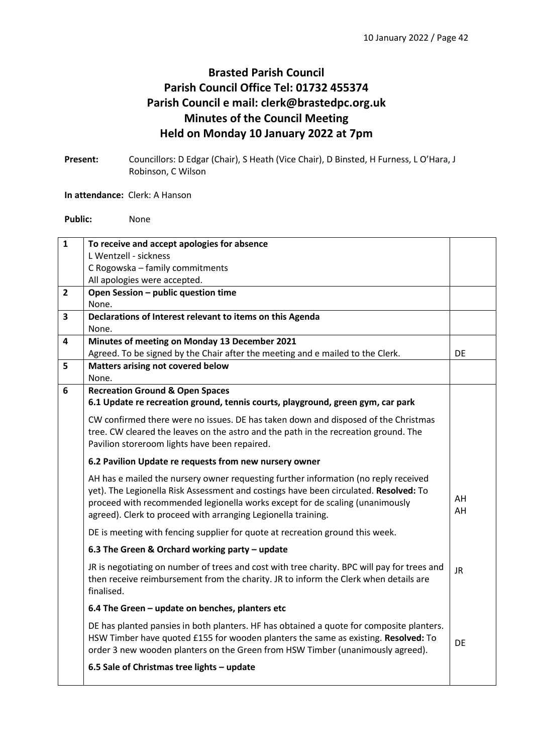# Brasted Parish Council
## Parish Council Office Tel: 01732 455374
## Parish Council e mail: clerk@brastedpc.org.uk
## Minutes of the Council Meeting
## Held on Monday 10 January 2022 at 7pm

**Present:** Councillors: D Edgar (Chair), S Heath (Vice Chair), D Binsted, H Furness, L O'Hara, J Robinson, C Wilson

**In attendance:** Clerk: A Hanson

**Public:** None

| | | |
|---|---|---|
| **1** | **To receive and accept apologies for absence**<br>L Wentzell - sickness<br>C Rogowska – family commitments<br>All apologies were accepted. | |
| **2** | **Open Session – public question time**<br>None. | |
| **3** | **Declarations of Interest relevant to items on this Agenda**<br>None. | |
| **4** | **Minutes of meeting on Monday 13 December 2021**<br>Agreed. To be signed by the Chair after the meeting and e mailed to the Clerk. | DE |
| **5** | **Matters arising not covered below**<br>None. | |
| **6** | **Recreation Ground & Open Spaces**<br>**6.1 Update re recreation ground, tennis courts, playground, green gym, car park**<br>CW confirmed there were no issues. DE has taken down and disposed of the Christmas tree. CW cleared the leaves on the astro and the path in the recreation ground. The Pavilion storeroom lights have been repaired.<br>**6.2 Pavilion Update re requests from new nursery owner**<br>AH has e mailed the nursery owner requesting further information (no reply received yet). The Legionella Risk Assessment and costings have been circulated. **Resolved:** To proceed with recommended legionella works except for de scaling (unanimously agreed). Clerk to proceed with arranging Legionella training.<br>DE is meeting with fencing supplier for quote at recreation ground this week.<br>**6.3 The Green & Orchard working party – update**<br>JR is negotiating on number of trees and cost with tree charity. BPC will pay for trees and then receive reimbursement from the charity. JR to inform the Clerk when details are finalised.<br>**6.4 The Green – update on benches, planters etc**<br>DE has planted pansies in both planters. HF has obtained a quote for composite planters. HSW Timber have quoted £155 for wooden planters the same as existing. **Resolved:** To order 3 new wooden planters on the Green from HSW Timber (unanimously agreed).<br>**6.5 Sale of Christmas tree lights – update** | AH<br>AH<br>JR<br>DE |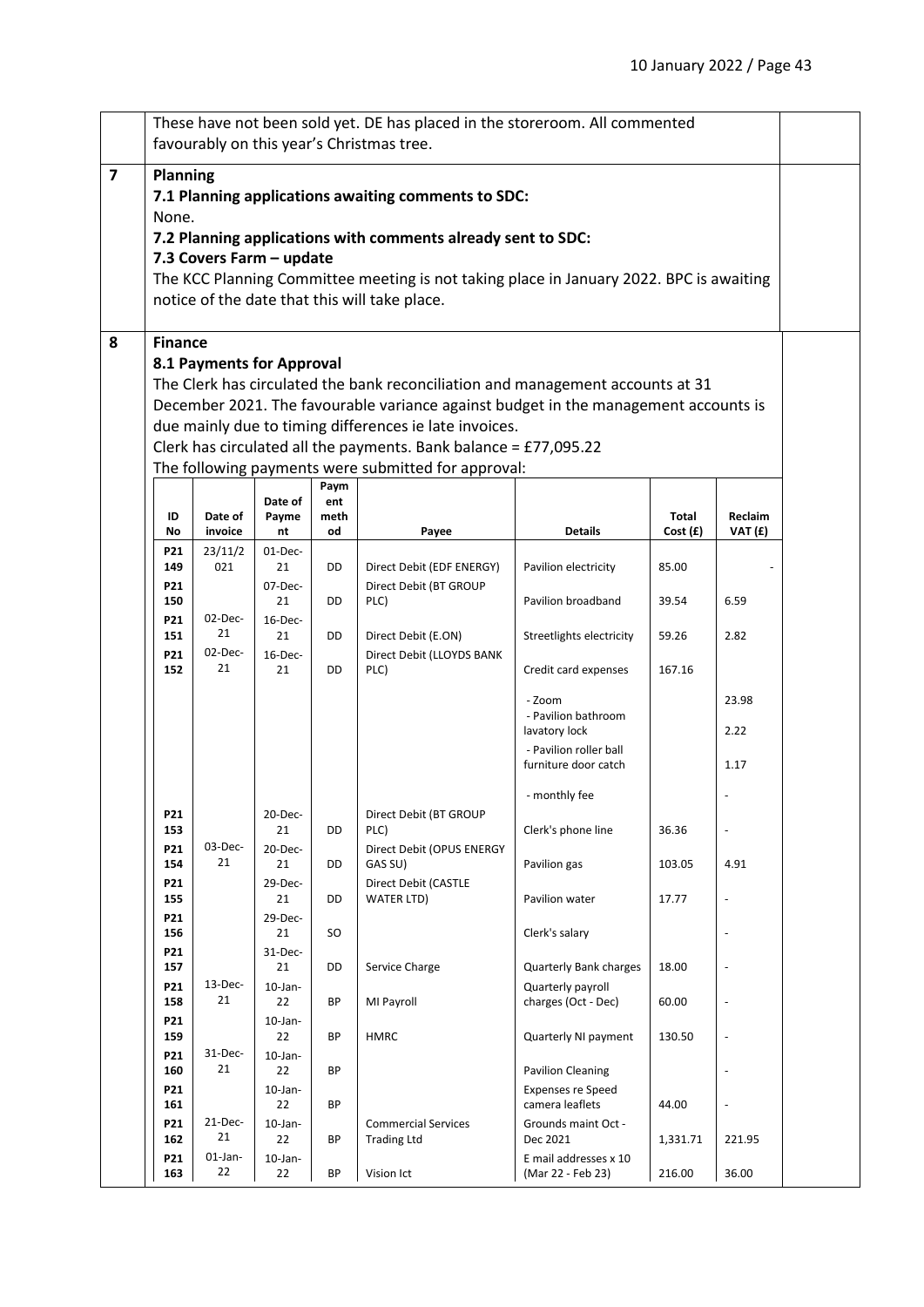These have not been sold yet. DE has placed in the storeroom. All commented favourably on this year's Christmas tree.

## 7 Planning

### 7.1 Planning applications awaiting comments to SDC:

None.

### 7.2 Planning applications with comments already sent to SDC:

### 7.3 Covers Farm – update

The KCC Planning Committee meeting is not taking place in January 2022. BPC is awaiting notice of the date that this will take place.

## 8 Finance

### 8.1 Payments for Approval

The Clerk has circulated the bank reconciliation and management accounts at 31 December 2021. The favourable variance against budget in the management accounts is due mainly due to timing differences ie late invoices.

Clerk has circulated all the payments. Bank balance = £77,095.22

The following payments were submitted for approval:

| ID No | Date of invoice | Date of Payment | Payment method | Payee | Details | Total Cost (£) | Reclaim VAT (£) |
|---|---|---|---|---|---|---|---|
| P21 149 | 23/11/2021 | 01-Dec-21 | DD | Direct Debit (EDF ENERGY) | Pavilion electricity | 85.00 | - |
| P21 150 | | 07-Dec-21 | DD | Direct Debit (BT GROUP PLC) | Pavilion broadband | 39.54 | 6.59 |
| P21 151 | 02-Dec-21 | 16-Dec-21 | DD | Direct Debit (E.ON) | Streetlights electricity | 59.26 | 2.82 |
| P21 152 | 02-Dec-21 | 16-Dec-21 | DD | Direct Debit (LLOYDS BANK PLC) | Credit card expenses | 167.16 | |
| | | | | | - Zoom | | 23.98 |
| | | | | | - Pavilion bathroom lavatory lock | | 2.22 |
| | | | | | - Pavilion roller ball furniture door catch | | 1.17 |
| | | | | | - monthly fee | | - |
| P21 153 | | 20-Dec-21 | DD | Direct Debit (BT GROUP PLC) | Clerk's phone line | 36.36 | - |
| P21 154 | 03-Dec-21 | 20-Dec-21 | DD | Direct Debit (OPUS ENERGY GAS SU) | Pavilion gas | 103.05 | 4.91 |
| P21 155 | | 29-Dec-21 | DD | Direct Debit (CASTLE WATER LTD) | Pavilion water | 17.77 | - |
| P21 156 | | 29-Dec-21 | SO | | Clerk's salary | | - |
| P21 157 | | 31-Dec-21 | DD | Service Charge | Quarterly Bank charges | 18.00 | - |
| P21 158 | 13-Dec-21 | 10-Jan-22 | BP | MI Payroll | Quarterly payroll charges (Oct - Dec) | 60.00 | - |
| P21 159 | | 10-Jan-22 | BP | HMRC | Quarterly NI payment | 130.50 | - |
| P21 160 | 31-Dec-21 | 10-Jan-22 | BP | | Pavilion Cleaning | | - |
| P21 161 | | 10-Jan-22 | BP | | Expenses re Speed camera leaflets | 44.00 | - |
| P21 162 | 21-Dec-21 | 10-Jan-22 | BP | Commercial Services Trading Ltd | Grounds maint Oct - Dec 2021 | 1,331.71 | 221.95 |
| P21 163 | 01-Jan-22 | 10-Jan-22 | BP | Vision Ict | E mail addresses x 10 (Mar 22 - Feb 23) | 216.00 | 36.00 |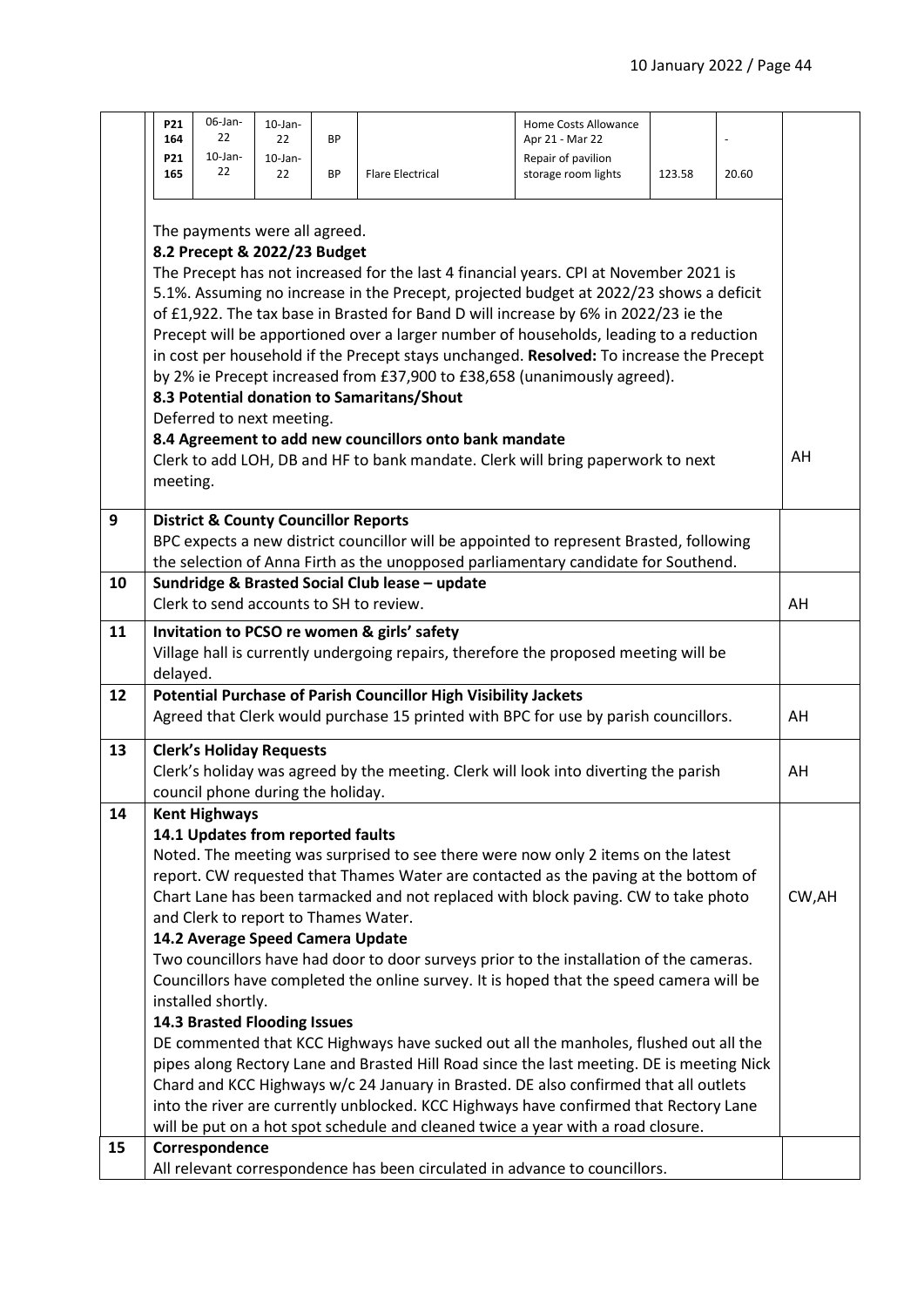| | | | | | | | | |
|---|---|---|---|---|---|---|---|---|
| P21 164 | 06-Jan-22 | 10-Jan-22 | BP | | Home Costs Allowance Apr 21 - Mar 22 | | - | |
| P21 165 | 10-Jan-22 | 10-Jan-22 | BP | Flare Electrical | Repair of pavilion storage room lights | 123.58 | 20.60 | |

The payments were all agreed.

**8.2 Precept & 2022/23 Budget**

The Precept has not increased for the last 4 financial years. CPI at November 2021 is 5.1%. Assuming no increase in the Precept, projected budget at 2022/23 shows a deficit of £1,922. The tax base in Brasted for Band D will increase by 6% in 2022/23 ie the Precept will be apportioned over a larger number of households, leading to a reduction in cost per household if the Precept stays unchanged. **Resolved:** To increase the Precept by 2% ie Precept increased from £37,900 to £38,658 (unanimously agreed).

**8.3 Potential donation to Samaritans/Shout**

Deferred to next meeting.

**8.4 Agreement to add new councillors onto bank mandate**

Clerk to add LOH, DB and HF to bank mandate. Clerk will bring paperwork to next meeting. — AH

| No. | Item | Action |
|---|---|---|
| 9 | **District & County Councillor Reports**<br>BPC expects a new district councillor will be appointed to represent Brasted, following the selection of Anna Firth as the unopposed parliamentary candidate for Southend. | |
| 10 | **Sundridge & Brasted Social Club lease – update**<br>Clerk to send accounts to SH to review. | AH |
| 11 | **Invitation to PCSO re women & girls' safety**<br>Village hall is currently undergoing repairs, therefore the proposed meeting will be delayed. | |
| 12 | **Potential Purchase of Parish Councillor High Visibility Jackets**<br>Agreed that Clerk would purchase 15 printed with BPC for use by parish councillors. | AH |
| 13 | **Clerk's Holiday Requests**<br>Clerk's holiday was agreed by the meeting. Clerk will look into diverting the parish council phone during the holiday. | AH |
| 14 | **Kent Highways**<br>**14.1 Updates from reported faults**<br>Noted. The meeting was surprised to see there were now only 2 items on the latest report. CW requested that Thames Water are contacted as the paving at the bottom of Chart Lane has been tarmacked and not replaced with block paving. CW to take photo and Clerk to report to Thames Water.<br>**14.2 Average Speed Camera Update**<br>Two councillors have had door to door surveys prior to the installation of the cameras. Councillors have completed the online survey. It is hoped that the speed camera will be installed shortly.<br>**14.3 Brasted Flooding Issues**<br>DE commented that KCC Highways have sucked out all the manholes, flushed out all the pipes along Rectory Lane and Brasted Hill Road since the last meeting. DE is meeting Nick Chard and KCC Highways w/c 24 January in Brasted. DE also confirmed that all outlets into the river are currently unblocked. KCC Highways have confirmed that Rectory Lane will be put on a hot spot schedule and cleaned twice a year with a road closure. | CW,AH |
| 15 | **Correspondence**<br>All relevant correspondence has been circulated in advance to councillors. | |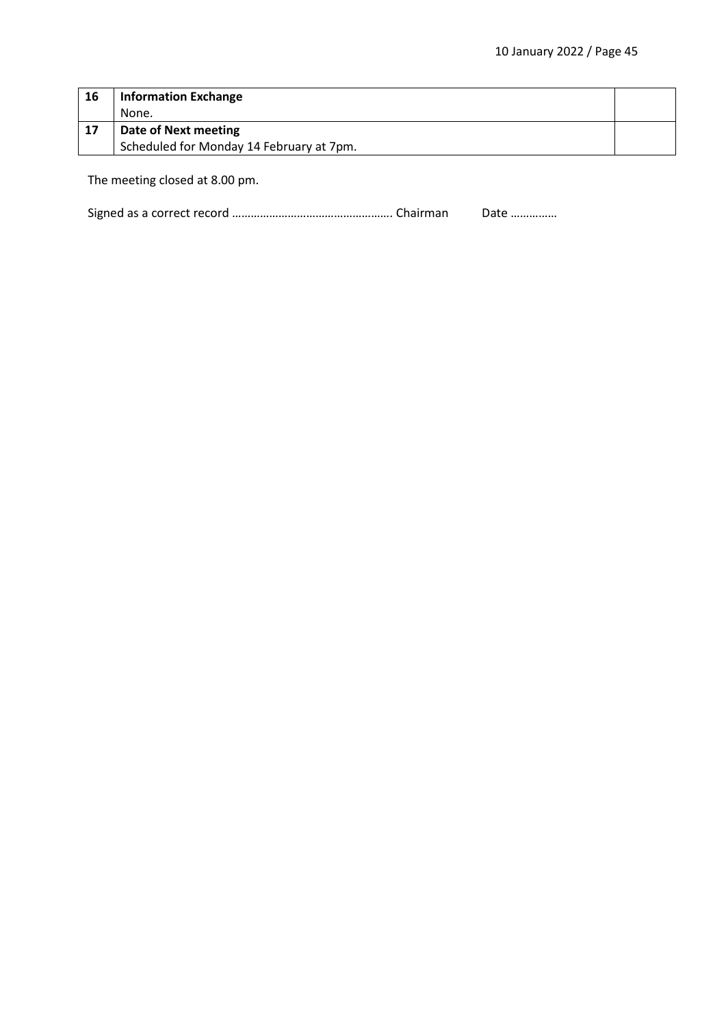| | | |
|---|---|---|
| 16 | **Information Exchange**<br>None. | |
| 17 | **Date of Next meeting**<br>Scheduled for Monday 14 February at 7pm. | |

The meeting closed at 8.00 pm.

Signed as a correct record ………………………………………….. Chairman Date ……………